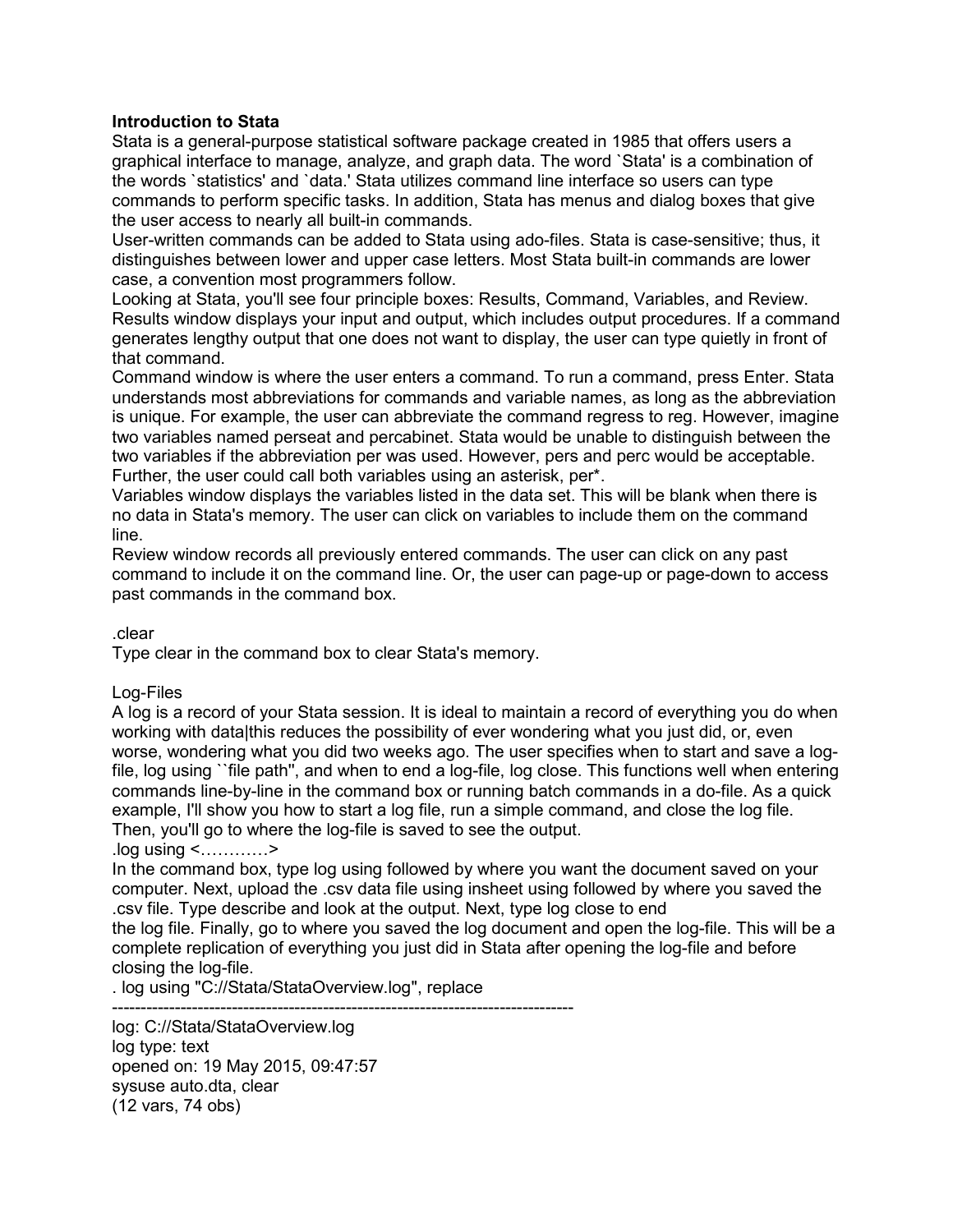**Introduction to Stata**

Stata is a general-purpose statistical software package created in 1985 that offers users a graphical interface to manage, analyze, and graph data. The word `Stata' is a combination of the words `statistics' and `data.' Stata utilizes command line interface so users can type commands to perform specific tasks. In addition, Stata has menus and dialog boxes that give the user access to nearly all built-in commands.

User-written commands can be added to Stata using ado-files. Stata is case-sensitive; thus, it distinguishes between lower and upper case letters. Most Stata built-in commands are lower case, a convention most programmers follow.

Looking at Stata, you'll see four principle boxes: Results, Command, Variables, and Review. Results window displays your input and output, which includes output procedures. If a command generates lengthy output that one does not want to display, the user can type quietly in front of that command.

Command window is where the user enters a command. To run a command, press Enter. Stata understands most abbreviations for commands and variable names, as long as the abbreviation is unique. For example, the user can abbreviate the command regress to reg. However, imagine two variables named perseat and percabinet. Stata would be unable to distinguish between the two variables if the abbreviation per was used. However, pers and perc would be acceptable. Further, the user could call both variables using an asterisk, per*.

Variables window displays the variables listed in the data set. This will be blank when there is no data in Stata's memory. The user can click on variables to include them on the command line.

Review window records all previously entered commands. The user can click on any past command to include it on the command line. Or, the user can page-up or page-down to access past commands in the command box.

.clear

Type clear in the command box to clear Stata's memory.

Log-Files

A log is a record of your Stata session. It is ideal to maintain a record of everything you do when working with data|this reduces the possibility of ever wondering what you just did, or, even worse, wondering what you did two weeks ago. The user specifies when to start and save a log-file, log using ``file path'', and when to end a log-file, log close. This functions well when entering commands line-by-line in the command box or running batch commands in a do-file. As a quick example, I'll show you how to start a log file, run a simple command, and close the log file. Then, you'll go to where the log-file is saved to see the output.

.log using <…………>

In the command box, type log using followed by where you want the document saved on your computer. Next, upload the .csv data file using insheet using followed by where you saved the .csv file. Type describe and look at the output. Next, type log close to end the log file. Finally, go to where you saved the log document and open the log-file. This will be a complete replication of everything you just did in Stata after opening the log-file and before closing the log-file.

```
. log using "C://Stata/StataOverview.log", replace
--------------------------------------------------------------------------------
log: C://Stata/StataOverview.log
log type: text
opened on: 19 May 2015, 09:47:57
sysuse auto.dta, clear
(12 vars, 74 obs)
```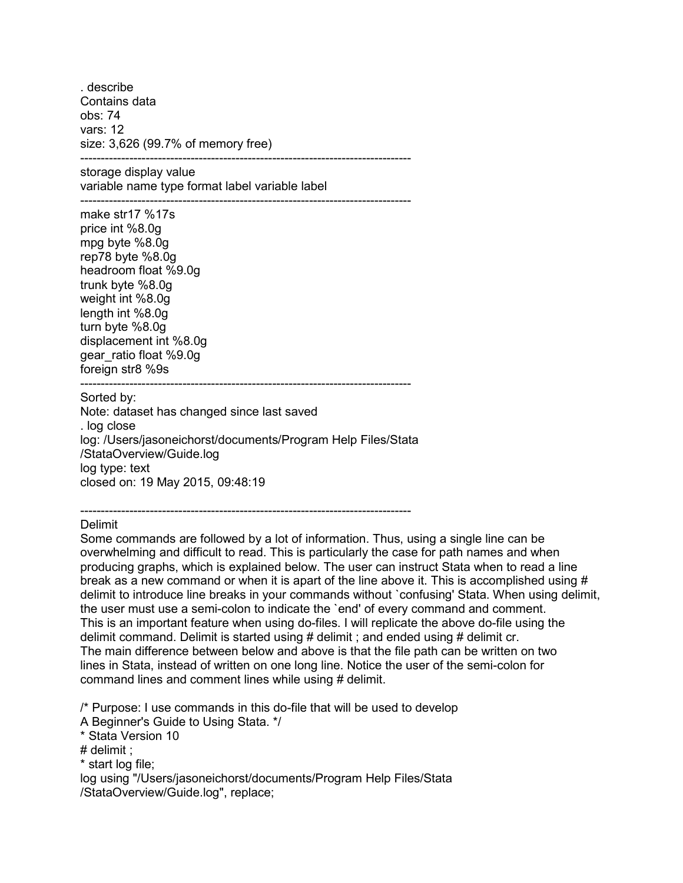```
. describe
Contains data
obs: 74
vars: 12
size: 3,626 (99.7% of memory free)
--------------------------------------------------------------------------------
storage display value
variable name type format label variable label
--------------------------------------------------------------------------------
make str17 %17s
price int %8.0g
mpg byte %8.0g
rep78 byte %8.0g
headroom float %9.0g
trunk byte %8.0g
weight int %8.0g
length int %8.0g
turn byte %8.0g
displacement int %8.0g
gear_ratio float %9.0g
foreign str8 %9s
--------------------------------------------------------------------------------
Sorted by:
Note: dataset has changed since last saved
. log close
log: /Users/jasoneichorst/documents/Program Help Files/Stata
/StataOverview/Guide.log
log type: text
closed on: 19 May 2015, 09:48:19

--------------------------------------------------------------------------------
```

## Delimit

Some commands are followed by a lot of information. Thus, using a single line can be overwhelming and difficult to read. This is particularly the case for path names and when producing graphs, which is explained below. The user can instruct Stata when to read a line break as a new command or when it is apart of the line above it. This is accomplished using # delimit to introduce line breaks in your commands without `confusing' Stata. When using delimit, the user must use a semi-colon to indicate the `end' of every command and comment. This is an important feature when using do-files. I will replicate the above do-file using the delimit command. Delimit is started using # delimit ; and ended using # delimit cr. The main difference between below and above is that the file path can be written on two lines in Stata, instead of written on one long line. Notice the user of the semi-colon for command lines and comment lines while using # delimit.

```
/* Purpose: I use commands in this do-file that will be used to develop
A Beginner's Guide to Using Stata. */
* Stata Version 10
# delimit ;
* start log file;
log using "/Users/jasoneichorst/documents/Program Help Files/Stata
/StataOverview/Guide.log", replace;
```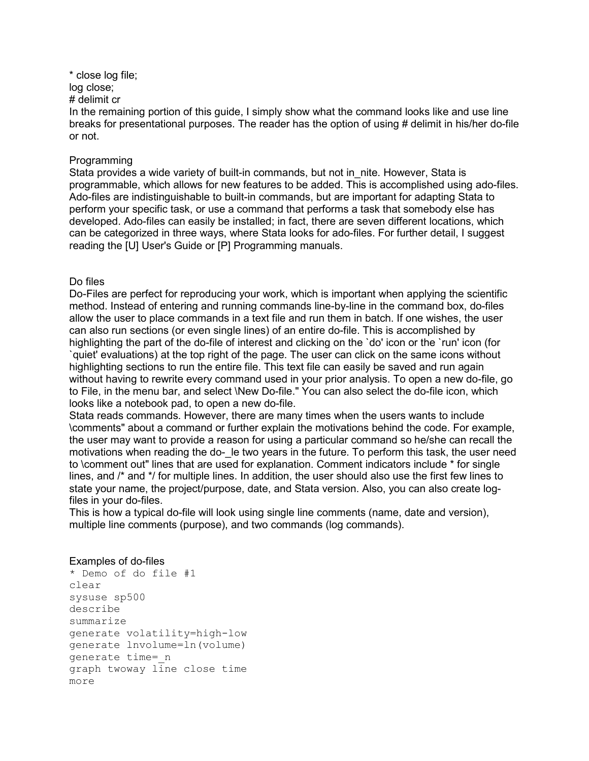* close log file;
log close;
# delimit cr
In the remaining portion of this guide, I simply show what the command looks like and use line breaks for presentational purposes. The reader has the option of using # delimit in his/her do-file or not.

## Programming

Stata provides a wide variety of built-in commands, but not in_nite. However, Stata is programmable, which allows for new features to be added. This is accomplished using ado-files. Ado-files are indistinguishable to built-in commands, but are important for adapting Stata to perform your specific task, or use a command that performs a task that somebody else has developed. Ado-files can easily be installed; in fact, there are seven different locations, which can be categorized in three ways, where Stata looks for ado-files. For further detail, I suggest reading the [U] User's Guide or [P] Programming manuals.

## Do files

Do-Files are perfect for reproducing your work, which is important when applying the scientific method. Instead of entering and running commands line-by-line in the command box, do-files allow the user to place commands in a text file and run them in batch. If one wishes, the user can also run sections (or even single lines) of an entire do-file. This is accomplished by highlighting the part of the do-file of interest and clicking on the `do' icon or the `run' icon (for `quiet' evaluations) at the top right of the page. The user can click on the same icons without highlighting sections to run the entire file. This text file can easily be saved and run again without having to rewrite every command used in your prior analysis. To open a new do-file, go to File, in the menu bar, and select \New Do-file." You can also select the do-file icon, which looks like a notebook pad, to open a new do-file.
Stata reads commands. However, there are many times when the users wants to include \comments" about a command or further explain the motivations behind the code. For example, the user may want to provide a reason for using a particular command so he/she can recall the motivations when reading the do-_le two years in the future. To perform this task, the user need to \comment out" lines that are used for explanation. Comment indicators include * for single lines, and /* and */ for multiple lines. In addition, the user should also use the first few lines to state your name, the project/purpose, date, and Stata version. Also, you can also create log-files in your do-files.
This is how a typical do-file will look using single line comments (name, date and version), multiple line comments (purpose), and two commands (log commands).

## Examples of do-files

```
* Demo of do file #1
clear
sysuse sp500
describe
summarize
generate volatility=high-low
generate lnvolume=ln(volume)
generate time=_n
graph twoway line close time
more
```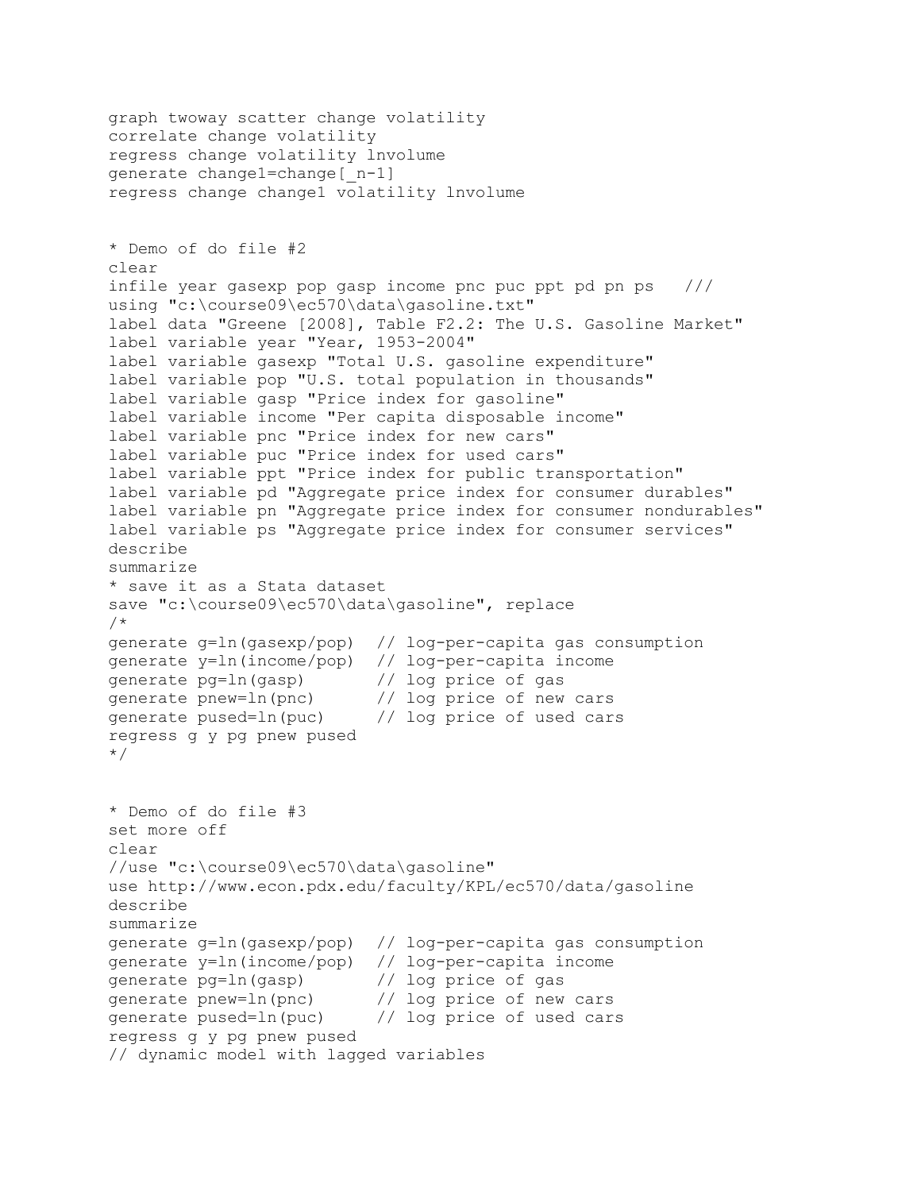```
graph twoway scatter change volatility
correlate change volatility
regress change volatility lnvolume
generate change1=change[_n-1]
regress change change1 volatility lnvolume


* Demo of do file #2
clear
infile year gasexp pop gasp income pnc puc ppt pd pn ps   ///
using "c:\course09\ec570\data\gasoline.txt"
label data "Greene [2008], Table F2.2: The U.S. Gasoline Market"
label variable year "Year, 1953-2004"
label variable gasexp "Total U.S. gasoline expenditure"
label variable pop "U.S. total population in thousands"
label variable gasp "Price index for gasoline"
label variable income "Per capita disposable income"
label variable pnc "Price index for new cars"
label variable puc "Price index for used cars"
label variable ppt "Price index for public transportation"
label variable pd "Aggregate price index for consumer durables"
label variable pn "Aggregate price index for consumer nondurables"
label variable ps "Aggregate price index for consumer services"
describe
summarize
* save it as a Stata dataset
save "c:\course09\ec570\data\gasoline", replace
/*
generate g=ln(gasexp/pop)  // log-per-capita gas consumption
generate y=ln(income/pop)  // log-per-capita income
generate pg=ln(gasp)       // log price of gas
generate pnew=ln(pnc)      // log price of new cars
generate pused=ln(puc)     // log price of used cars
regress g y pg pnew pused
*/


* Demo of do file #3
set more off
clear
//use "c:\course09\ec570\data\gasoline"
use http://www.econ.pdx.edu/faculty/KPL/ec570/data/gasoline
describe
summarize
generate g=ln(gasexp/pop)  // log-per-capita gas consumption
generate y=ln(income/pop)  // log-per-capita income
generate pg=ln(gasp)       // log price of gas
generate pnew=ln(pnc)      // log price of new cars
generate pused=ln(puc)     // log price of used cars
regress g y pg pnew pused
// dynamic model with lagged variables
```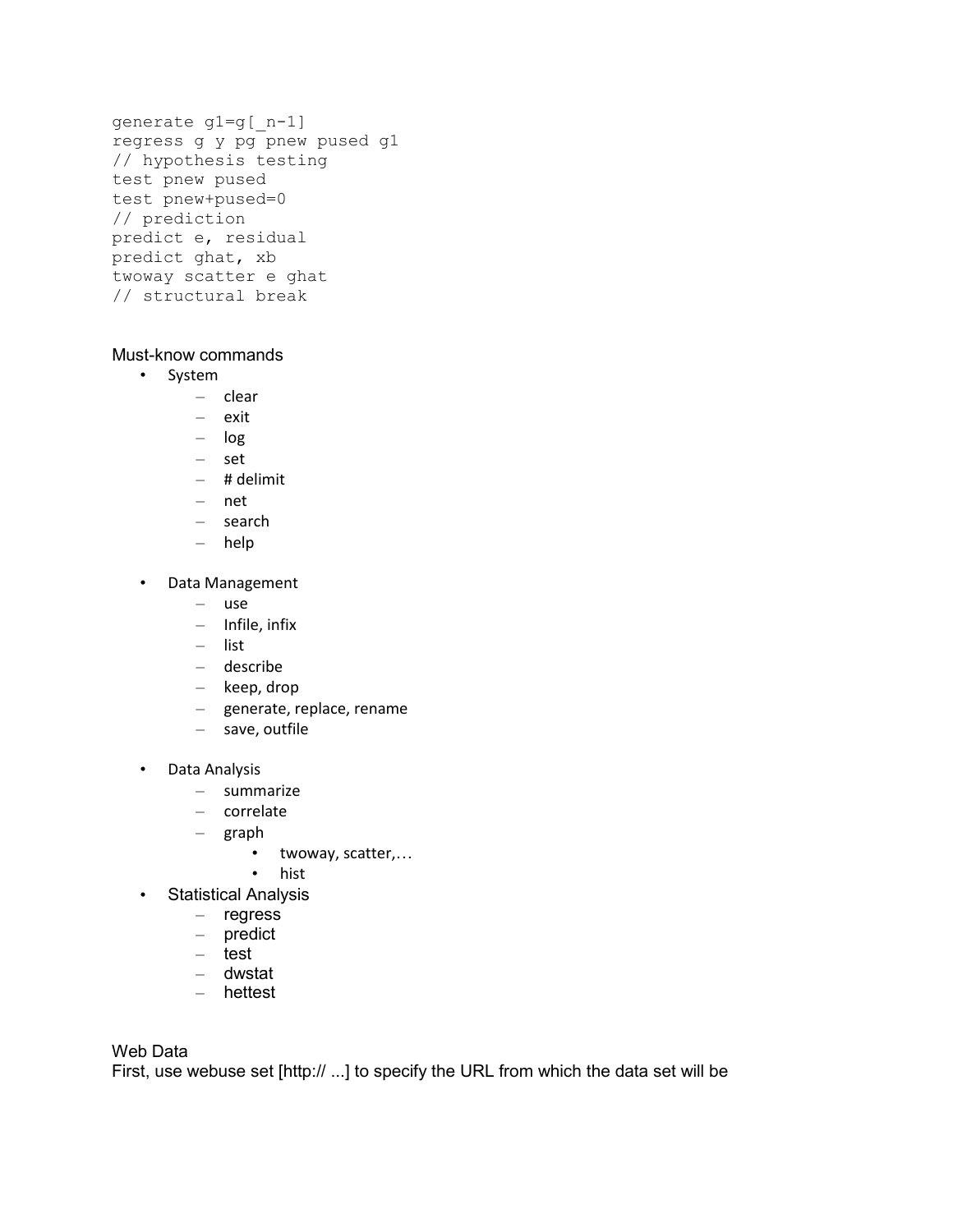```
generate g1=g[_n-1]
regress g y pg pnew pused g1
// hypothesis testing
test pnew pused
test pnew+pused=0
// prediction
predict e, residual
predict ghat, xb
twoway scatter e ghat
// structural break
```

Must-know commands

- System
  - clear
  - exit
  - log
  - set
  - # delimit
  - net
  - search
  - help

- Data Management
  - use
  - Infile, infix
  - list
  - describe
  - keep, drop
  - generate, replace, rename
  - save, outfile

- Data Analysis
  - summarize
  - correlate
  - graph
    - twoway, scatter,…
    - hist
- Statistical Analysis
  - regress
  - predict
  - test
  - dwstat
  - hettest

Web Data

First, use webuse set [http:// ...] to specify the URL from which the data set will be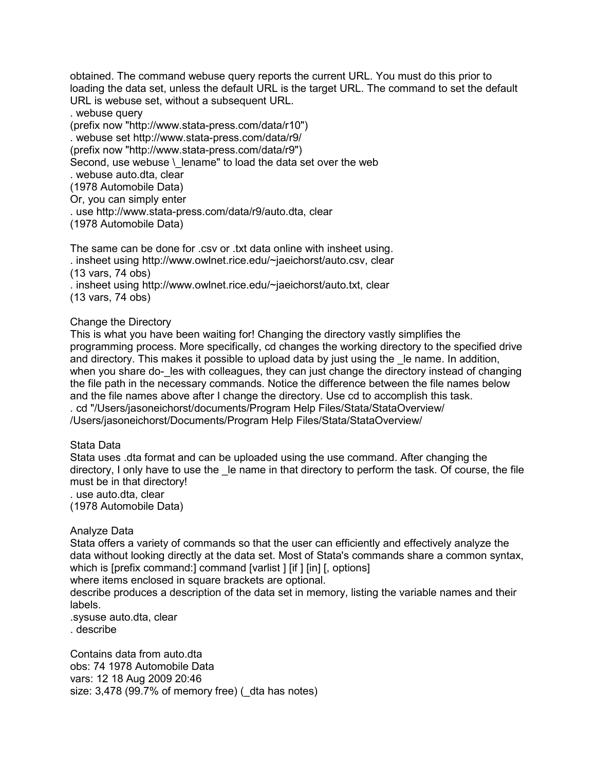obtained. The command webuse query reports the current URL. You must do this prior to loading the data set, unless the default URL is the target URL. The command to set the default URL is webuse set, without a subsequent URL.

```
. webuse query
(prefix now "http://www.stata-press.com/data/r10")
. webuse set http://www.stata-press.com/data/r9/
(prefix now "http://www.stata-press.com/data/r9")
```

Second, use webuse \_lename" to load the data set over the web

```
. webuse auto.dta, clear
(1978 Automobile Data)
```

Or, you can simply enter

```
. use http://www.stata-press.com/data/r9/auto.dta, clear
(1978 Automobile Data)
```

The same can be done for .csv or .txt data online with insheet using.

```
. insheet using http://www.owlnet.rice.edu/~jaeichorst/auto.csv, clear
(13 vars, 74 obs)
. insheet using http://www.owlnet.rice.edu/~jaeichorst/auto.txt, clear
(13 vars, 74 obs)
```

## Change the Directory

This is what you have been waiting for! Changing the directory vastly simplifies the programming process. More specifically, cd changes the working directory to the specified drive and directory. This makes it possible to upload data by just using the _le name. In addition, when you share do-_les with colleagues, they can just change the directory instead of changing the file path in the necessary commands. Notice the difference between the file names below and the file names above after I change the directory. Use cd to accomplish this task.

```
. cd "/Users/jasoneichorst/documents/Program Help Files/Stata/StataOverview/
/Users/jasoneichorst/Documents/Program Help Files/Stata/StataOverview/
```

## Stata Data

Stata uses .dta format and can be uploaded using the use command. After changing the directory, I only have to use the _le name in that directory to perform the task. Of course, the file must be in that directory!

```
. use auto.dta, clear
(1978 Automobile Data)
```

## Analyze Data

Stata offers a variety of commands so that the user can efficiently and effectively analyze the data without looking directly at the data set. Most of Stata's commands share a common syntax, which is [prefix command:] command [varlist ] [if ] [in] [, options]
where items enclosed in square brackets are optional.

describe produces a description of the data set in memory, listing the variable names and their labels.

```
.sysuse auto.dta, clear
. describe
```

```
Contains data from auto.dta
obs: 74 1978 Automobile Data
vars: 12 18 Aug 2009 20:46
size: 3,478 (99.7% of memory free) (_dta has notes)
```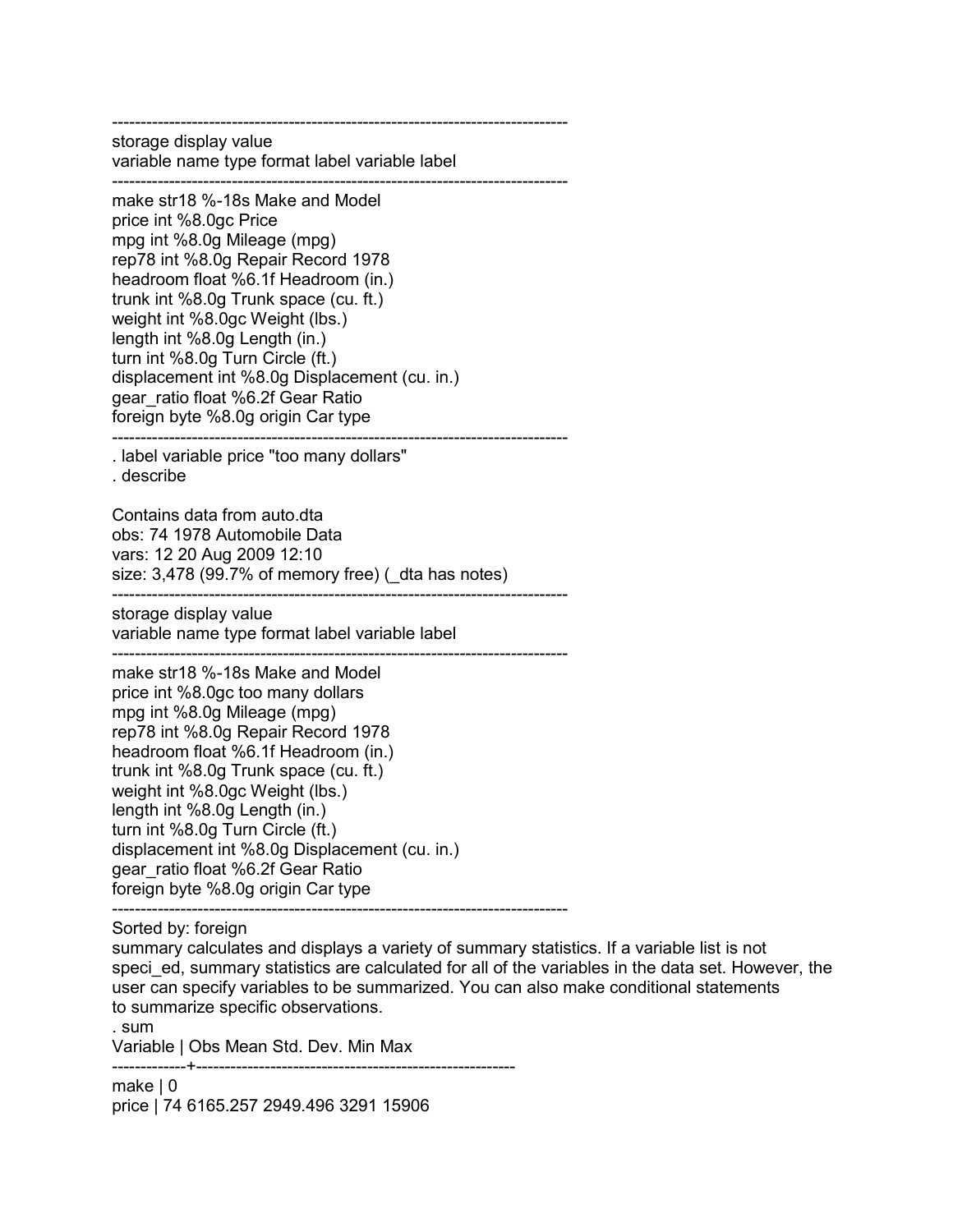```
--------------------------------------------------------------------------------
storage display value
variable name type format label variable label
--------------------------------------------------------------------------------
make str18 %-18s Make and Model
price int %8.0gc Price
mpg int %8.0g Mileage (mpg)
rep78 int %8.0g Repair Record 1978
headroom float %6.1f Headroom (in.)
trunk int %8.0g Trunk space (cu. ft.)
weight int %8.0gc Weight (lbs.)
length int %8.0g Length (in.)
turn int %8.0g Turn Circle (ft.)
displacement int %8.0g Displacement (cu. in.)
gear_ratio float %6.2f Gear Ratio
foreign byte %8.0g origin Car type
--------------------------------------------------------------------------------
. label variable price "too many dollars"
. describe

Contains data from auto.dta
obs: 74 1978 Automobile Data
vars: 12 20 Aug 2009 12:10
size: 3,478 (99.7% of memory free) (_dta has notes)
--------------------------------------------------------------------------------
storage display value
variable name type format label variable label
--------------------------------------------------------------------------------
make str18 %-18s Make and Model
price int %8.0gc too many dollars
mpg int %8.0g Mileage (mpg)
rep78 int %8.0g Repair Record 1978
headroom float %6.1f Headroom (in.)
trunk int %8.0g Trunk space (cu. ft.)
weight int %8.0gc Weight (lbs.)
length int %8.0g Length (in.)
turn int %8.0g Turn Circle (ft.)
displacement int %8.0g Displacement (cu. in.)
gear_ratio float %6.2f Gear Ratio
foreign byte %8.0g origin Car type
--------------------------------------------------------------------------------
Sorted by: foreign
```

summary calculates and displays a variety of summary statistics. If a variable list is not speci_ed, summary statistics are calculated for all of the variables in the data set. However, the user can specify variables to be summarized. You can also make conditional statements to summarize specific observations.

```
. sum
Variable | Obs Mean Std. Dev. Min Max
-------------+--------------------------------------------------------
make | 0
price | 74 6165.257 2949.496 3291 15906
```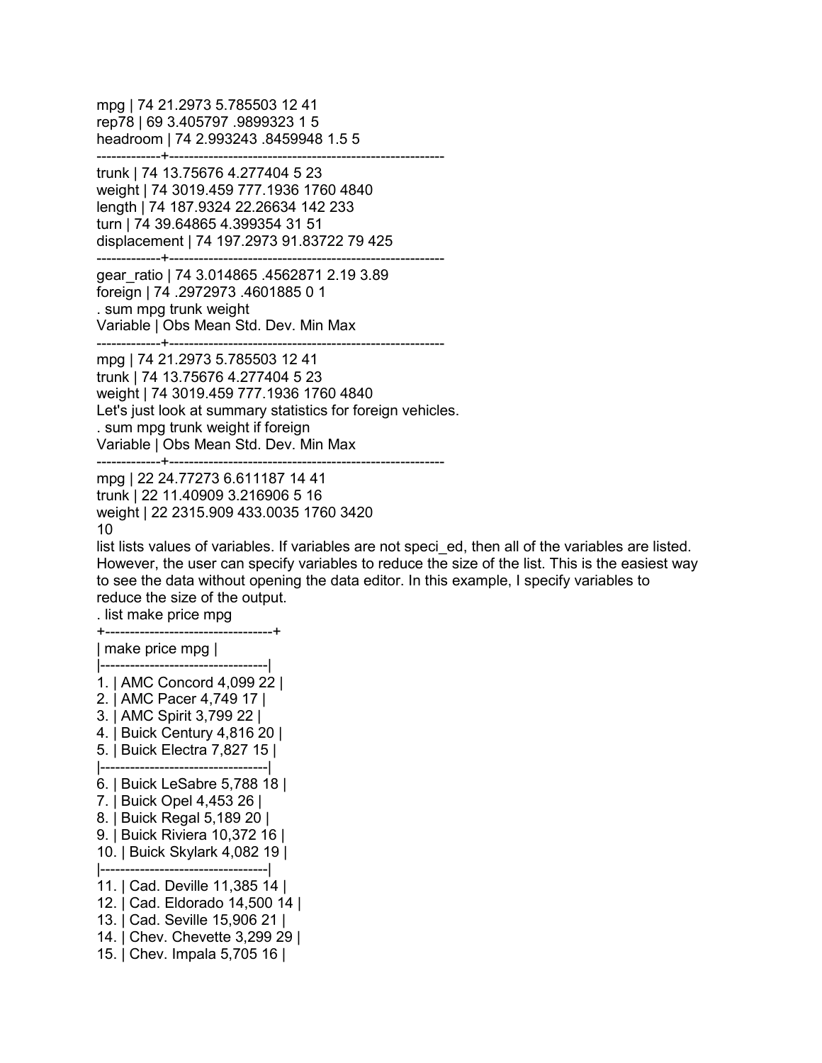```
mpg | 74 21.2973 5.785503 12 41
rep78 | 69 3.405797 .9899323 1 5
headroom | 74 2.993243 .8459948 1.5 5
-------------+--------------------------------------------------------
trunk | 74 13.75676 4.277404 5 23
weight | 74 3019.459 777.1936 1760 4840
length | 74 187.9324 22.26634 142 233
turn | 74 39.64865 4.399354 31 51
displacement | 74 197.2973 91.83722 79 425
-------------+--------------------------------------------------------
gear_ratio | 74 3.014865 .4562871 2.19 3.89
foreign | 74 .2972973 .4601885 0 1
. sum mpg trunk weight
Variable | Obs Mean Std. Dev. Min Max
-------------+--------------------------------------------------------
mpg | 74 21.2973 5.785503 12 41
trunk | 74 13.75676 4.277404 5 23
weight | 74 3019.459 777.1936 1760 4840
```

Let's just look at summary statistics for foreign vehicles.

```
. sum mpg trunk weight if foreign
Variable | Obs Mean Std. Dev. Min Max
-------------+--------------------------------------------------------
mpg | 22 24.77273 6.611187 14 41
trunk | 22 11.40909 3.216906 5 16
weight | 22 2315.909 433.0035 1760 3420
```

10

list lists values of variables. If variables are not speci_ed, then all of the variables are listed. However, the user can specify variables to reduce the size of the list. This is the easiest way to see the data without opening the data editor. In this example, I specify variables to reduce the size of the output.

```
. list make price mpg
+----------------------------------+
| make price mpg |
|----------------------------------|
1. | AMC Concord 4,099 22 |
2. | AMC Pacer 4,749 17 |
3. | AMC Spirit 3,799 22 |
4. | Buick Century 4,816 20 |
5. | Buick Electra 7,827 15 |
|----------------------------------|
6. | Buick LeSabre 5,788 18 |
7. | Buick Opel 4,453 26 |
8. | Buick Regal 5,189 20 |
9. | Buick Riviera 10,372 16 |
10. | Buick Skylark 4,082 19 |
|----------------------------------|
11. | Cad. Deville 11,385 14 |
12. | Cad. Eldorado 14,500 14 |
13. | Cad. Seville 15,906 21 |
14. | Chev. Chevette 3,299 29 |
15. | Chev. Impala 5,705 16 |
```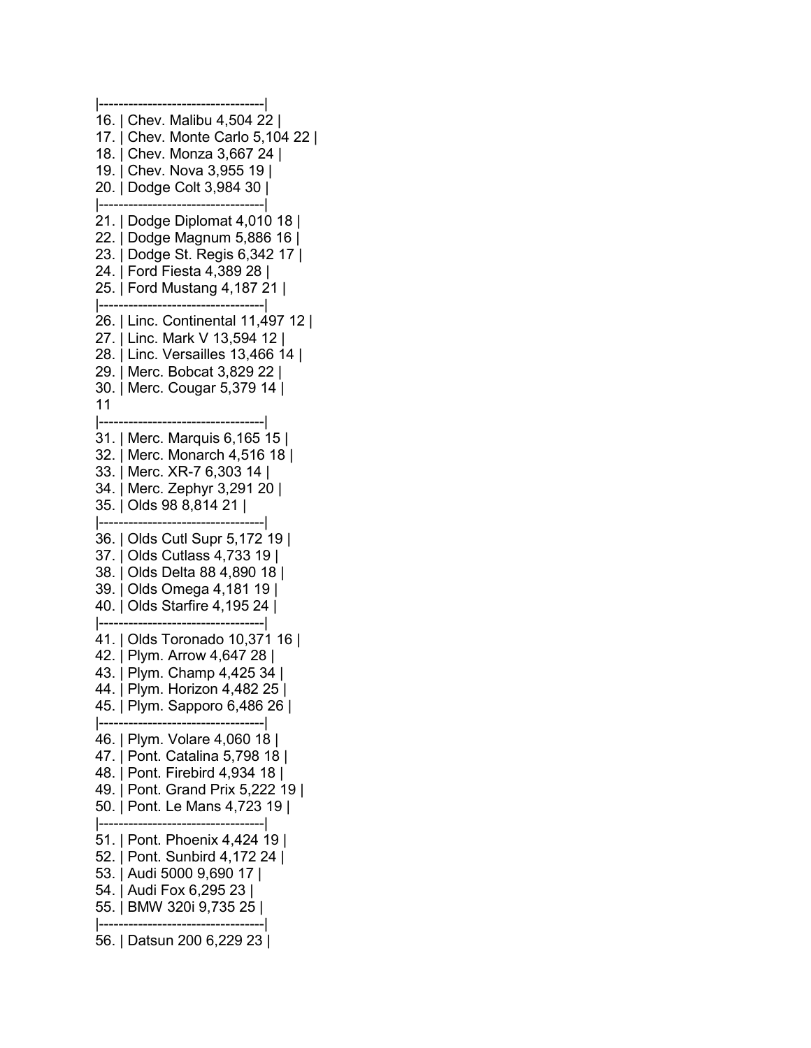```
|----------------------------------|
16. | Chev. Malibu 4,504 22 |
17. | Chev. Monte Carlo 5,104 22 |
18. | Chev. Monza 3,667 24 |
19. | Chev. Nova 3,955 19 |
20. | Dodge Colt 3,984 30 |
|----------------------------------|
21. | Dodge Diplomat 4,010 18 |
22. | Dodge Magnum 5,886 16 |
23. | Dodge St. Regis 6,342 17 |
24. | Ford Fiesta 4,389 28 |
25. | Ford Mustang 4,187 21 |
|----------------------------------|
26. | Linc. Continental 11,497 12 |
27. | Linc. Mark V 13,594 12 |
28. | Linc. Versailles 13,466 14 |
29. | Merc. Bobcat 3,829 22 |
30. | Merc. Cougar 5,379 14 |
|----------------------------------|
31. | Merc. Marquis 6,165 15 |
32. | Merc. Monarch 4,516 18 |
33. | Merc. XR-7 6,303 14 |
34. | Merc. Zephyr 3,291 20 |
35. | Olds 98 8,814 21 |
|----------------------------------|
36. | Olds Cutl Supr 5,172 19 |
37. | Olds Cutlass 4,733 19 |
38. | Olds Delta 88 4,890 18 |
39. | Olds Omega 4,181 19 |
40. | Olds Starfire 4,195 24 |
|----------------------------------|
41. | Olds Toronado 10,371 16 |
42. | Plym. Arrow 4,647 28 |
43. | Plym. Champ 4,425 34 |
44. | Plym. Horizon 4,482 25 |
45. | Plym. Sapporo 6,486 26 |
|----------------------------------|
46. | Plym. Volare 4,060 18 |
47. | Pont. Catalina 5,798 18 |
48. | Pont. Firebird 4,934 18 |
49. | Pont. Grand Prix 5,222 19 |
50. | Pont. Le Mans 4,723 19 |
|----------------------------------|
51. | Pont. Phoenix 4,424 19 |
52. | Pont. Sunbird 4,172 24 |
53. | Audi 5000 9,690 17 |
54. | Audi Fox 6,295 23 |
55. | BMW 320i 9,735 25 |
|----------------------------------|
56. | Datsun 200 6,229 23 |
```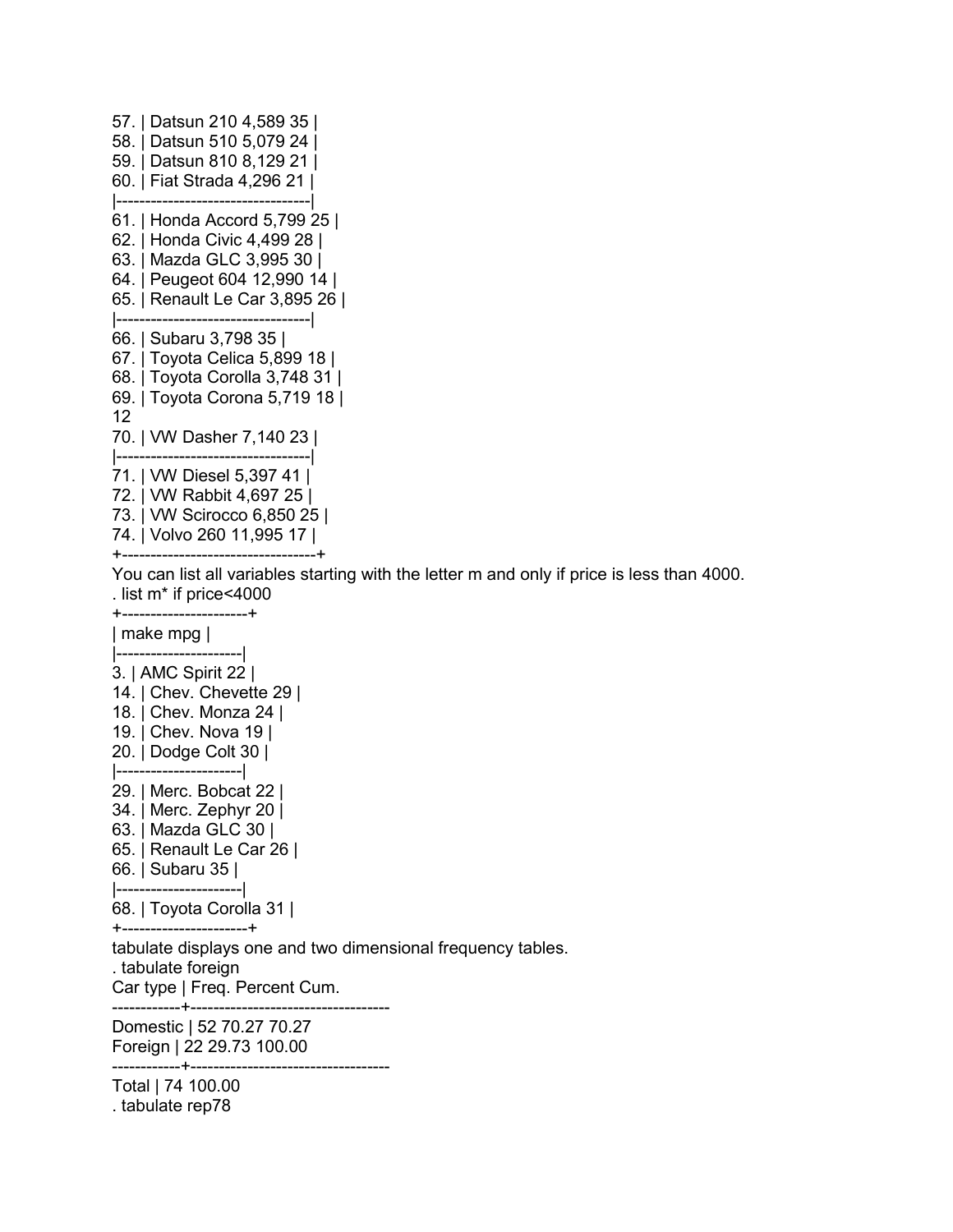```
57. | Datsun 210 4,589 35 |
58. | Datsun 510 5,079 24 |
59. | Datsun 810 8,129 21 |
60. | Fiat Strada 4,296 21 |
|----------------------------------|
61. | Honda Accord 5,799 25 |
62. | Honda Civic 4,499 28 |
63. | Mazda GLC 3,995 30 |
64. | Peugeot 604 12,990 14 |
65. | Renault Le Car 3,895 26 |
|----------------------------------|
66. | Subaru 3,798 35 |
67. | Toyota Celica 5,899 18 |
68. | Toyota Corolla 3,748 31 |
69. | Toyota Corona 5,719 18 |
```

```
70. | VW Dasher 7,140 23 |
|----------------------------------|
71. | VW Diesel 5,397 41 |
72. | VW Rabbit 4,697 25 |
73. | VW Scirocco 6,850 25 |
74. | Volvo 260 11,995 17 |
+----------------------------------+
```

You can list all variables starting with the letter m and only if price is less than 4000.

```
. list m* if price<4000
+----------------------+
| make mpg |
|----------------------|
3. | AMC Spirit 22 |
14. | Chev. Chevette 29 |
18. | Chev. Monza 24 |
19. | Chev. Nova 19 |
20. | Dodge Colt 30 |
|----------------------|
29. | Merc. Bobcat 22 |
34. | Merc. Zephyr 20 |
63. | Mazda GLC 30 |
65. | Renault Le Car 26 |
66. | Subaru 35 |
|----------------------|
68. | Toyota Corolla 31 |
+----------------------+
```

tabulate displays one and two dimensional frequency tables.

```
. tabulate foreign
Car type | Freq. Percent Cum.
------------+-----------------------------------
Domestic | 52 70.27 70.27
Foreign | 22 29.73 100.00
------------+-----------------------------------
Total | 74 100.00
. tabulate rep78
```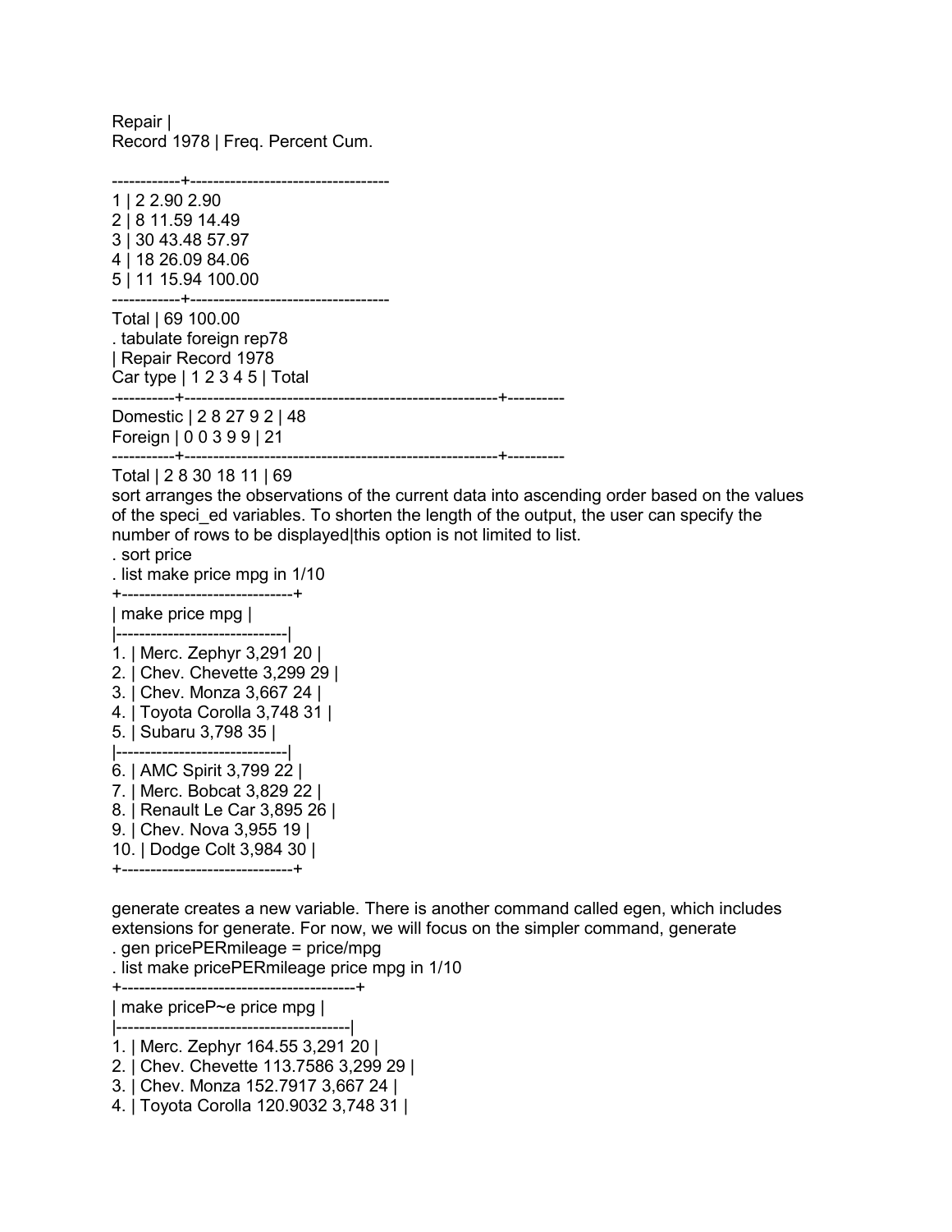```
Repair |
Record 1978 | Freq. Percent Cum.

------------+-----------------------------------
1 | 2 2.90 2.90
2 | 8 11.59 14.49
3 | 30 43.48 57.97
4 | 18 26.09 84.06
5 | 11 15.94 100.00
------------+-----------------------------------
Total | 69 100.00
. tabulate foreign rep78
| Repair Record 1978
Car type | 1 2 3 4 5 | Total
-----------+-------------------------------------------------------+----------
Domestic | 2 8 27 9 2 | 48
Foreign | 0 0 3 9 9 | 21
-----------+-------------------------------------------------------+----------
Total | 2 8 30 18 11 | 69
```

sort arranges the observations of the current data into ascending order based on the values of the speci_ed variables. To shorten the length of the output, the user can specify the number of rows to be displayed|this option is not limited to list.

```
. sort price
. list make price mpg in 1/10
+------------------------------+
| make price mpg |
|------------------------------|
1. | Merc. Zephyr 3,291 20 |
2. | Chev. Chevette 3,299 29 |
3. | Chev. Monza 3,667 24 |
4. | Toyota Corolla 3,748 31 |
5. | Subaru 3,798 35 |
|------------------------------|
6. | AMC Spirit 3,799 22 |
7. | Merc. Bobcat 3,829 22 |
8. | Renault Le Car 3,895 26 |
9. | Chev. Nova 3,955 19 |
10. | Dodge Colt 3,984 30 |
+------------------------------+
```

generate creates a new variable. There is another command called egen, which includes extensions for generate. For now, we will focus on the simpler command, generate

```
. gen pricePERmileage = price/mpg
. list make pricePERmileage price mpg in 1/10
+-----------------------------------------+
| make priceP~e price mpg |
|-----------------------------------------|
1. | Merc. Zephyr 164.55 3,291 20 |
2. | Chev. Chevette 113.7586 3,299 29 |
3. | Chev. Monza 152.7917 3,667 24 |
4. | Toyota Corolla 120.9032 3,748 31 |
```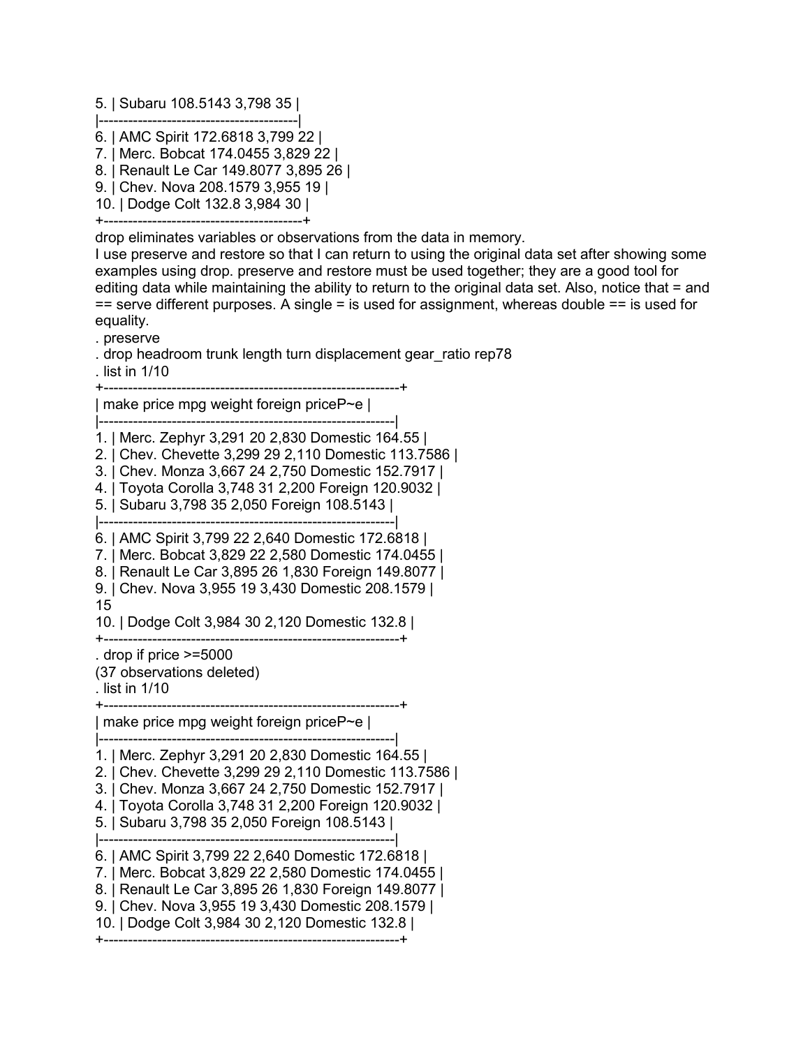```
5. | Subaru 108.5143 3,798 35 |
|------------------------------------------|
6. | AMC Spirit 172.6818 3,799 22 |
7. | Merc. Bobcat 174.0455 3,829 22 |
8. | Renault Le Car 149.8077 3,895 26 |
9. | Chev. Nova 208.1579 3,955 19 |
10. | Dodge Colt 132.8 3,984 30 |
+------------------------------------------+
```

drop eliminates variables or observations from the data in memory.

I use preserve and restore so that I can return to using the original data set after showing some examples using drop. preserve and restore must be used together; they are a good tool for editing data while maintaining the ability to return to the original data set. Also, notice that = and == serve different purposes. A single = is used for assignment, whereas double == is used for equality.

```
. preserve
. drop headroom trunk length turn displacement gear_ratio rep78
. list in 1/10
+-------------------------------------------------------------+
| make price mpg weight foreign priceP~e |
|-------------------------------------------------------------|
1. | Merc. Zephyr 3,291 20 2,830 Domestic 164.55 |
2. | Chev. Chevette 3,299 29 2,110 Domestic 113.7586 |
3. | Chev. Monza 3,667 24 2,750 Domestic 152.7917 |
4. | Toyota Corolla 3,748 31 2,200 Foreign 120.9032 |
5. | Subaru 3,798 35 2,050 Foreign 108.5143 |
|-------------------------------------------------------------|
6. | AMC Spirit 3,799 22 2,640 Domestic 172.6818 |
7. | Merc. Bobcat 3,829 22 2,580 Domestic 174.0455 |
8. | Renault Le Car 3,895 26 1,830 Foreign 149.8077 |
9. | Chev. Nova 3,955 19 3,430 Domestic 208.1579 |
15
10. | Dodge Colt 3,984 30 2,120 Domestic 132.8 |
+-------------------------------------------------------------+
. drop if price >=5000
(37 observations deleted)
. list in 1/10
+-------------------------------------------------------------+
| make price mpg weight foreign priceP~e |
|-------------------------------------------------------------|
1. | Merc. Zephyr 3,291 20 2,830 Domestic 164.55 |
2. | Chev. Chevette 3,299 29 2,110 Domestic 113.7586 |
3. | Chev. Monza 3,667 24 2,750 Domestic 152.7917 |
4. | Toyota Corolla 3,748 31 2,200 Foreign 120.9032 |
5. | Subaru 3,798 35 2,050 Foreign 108.5143 |
|-------------------------------------------------------------|
6. | AMC Spirit 3,799 22 2,640 Domestic 172.6818 |
7. | Merc. Bobcat 3,829 22 2,580 Domestic 174.0455 |
8. | Renault Le Car 3,895 26 1,830 Foreign 149.8077 |
9. | Chev. Nova 3,955 19 3,430 Domestic 208.1579 |
10. | Dodge Colt 3,984 30 2,120 Domestic 132.8 |
+-------------------------------------------------------------+
```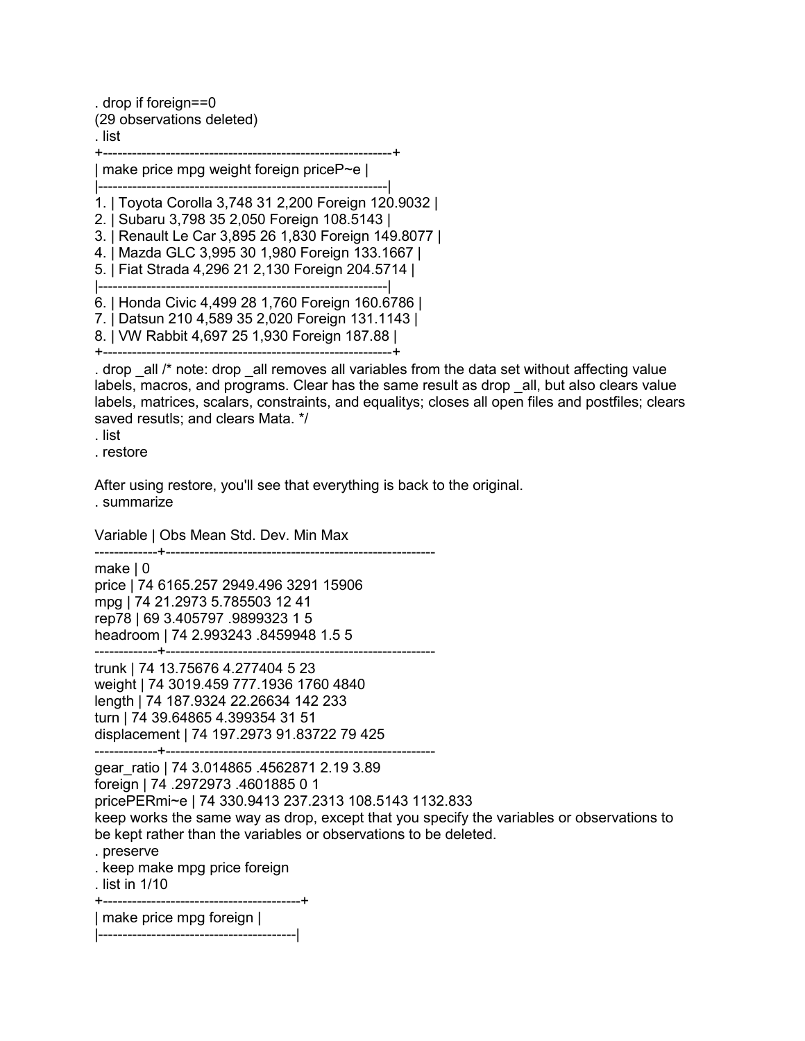```
. drop if foreign==0
(29 observations deleted)
. list
+------------------------------------------------------------+
| make price mpg weight foreign priceP~e |
|------------------------------------------------------------|
1. | Toyota Corolla 3,748 31 2,200 Foreign 120.9032 |
2. | Subaru 3,798 35 2,050 Foreign 108.5143 |
3. | Renault Le Car 3,895 26 1,830 Foreign 149.8077 |
4. | Mazda GLC 3,995 30 1,980 Foreign 133.1667 |
5. | Fiat Strada 4,296 21 2,130 Foreign 204.5714 |
|------------------------------------------------------------|
6. | Honda Civic 4,499 28 1,760 Foreign 160.6786 |
7. | Datsun 210 4,589 35 2,020 Foreign 131.1143 |
8. | VW Rabbit 4,697 25 1,930 Foreign 187.88 |
+------------------------------------------------------------+
. drop _all /* note: drop _all removes all variables from the data set without affecting value labels, macros, and programs. Clear has the same result as drop _all, but also clears value labels, matrices, scalars, constraints, and equalitys; closes all open files and postfiles; clears saved resutls; and clears Mata. */
. list
. restore
```

After using restore, you'll see that everything is back to the original.

```
. summarize

Variable | Obs Mean Std. Dev. Min Max
-------------+--------------------------------------------------------
make | 0
price | 74 6165.257 2949.496 3291 15906
mpg | 74 21.2973 5.785503 12 41
rep78 | 69 3.405797 .9899323 1 5
headroom | 74 2.993243 .8459948 1.5 5
-------------+--------------------------------------------------------
trunk | 74 13.75676 4.277404 5 23
weight | 74 3019.459 777.1936 1760 4840
length | 74 187.9324 22.26634 142 233
turn | 74 39.64865 4.399354 31 51
displacement | 74 197.2973 91.83722 79 425
-------------+--------------------------------------------------------
gear_ratio | 74 3.014865 .4562871 2.19 3.89
foreign | 74 .2972973 .4601885 0 1
pricePERmi~e | 74 330.9413 237.2313 108.5143 1132.833
```

keep works the same way as drop, except that you specify the variables or observations to be kept rather than the variables or observations to be deleted.

```
. preserve
. keep make mpg price foreign
. list in 1/10
+----------------------------------------+
| make price mpg foreign |
|----------------------------------------|
```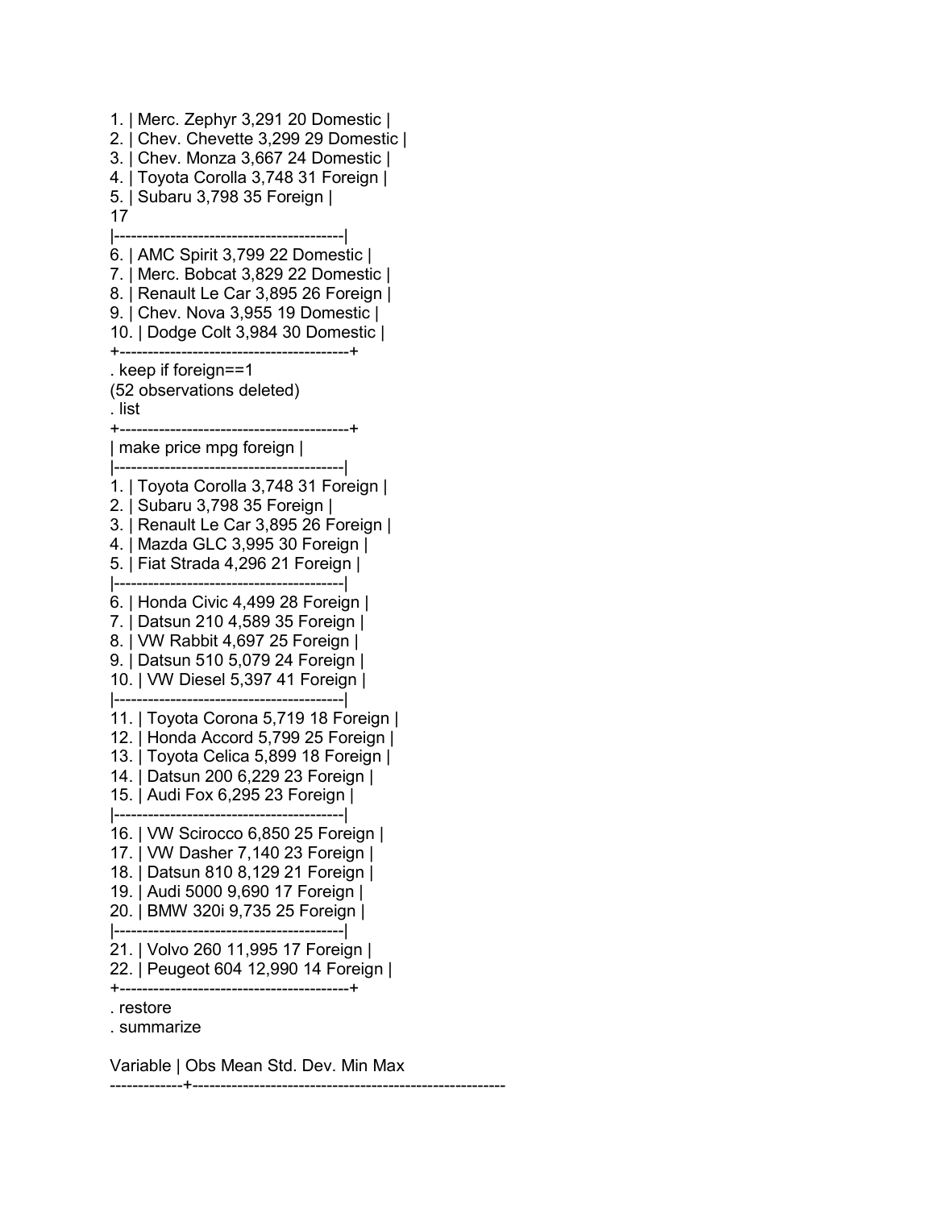```
1. | Merc. Zephyr 3,291 20 Domestic |
2. | Chev. Chevette 3,299 29 Domestic |
3. | Chev. Monza 3,667 24 Domestic |
4. | Toyota Corolla 3,748 31 Foreign |
5. | Subaru 3,798 35 Foreign |
|-----------------------------------------|
6. | AMC Spirit 3,799 22 Domestic |
7. | Merc. Bobcat 3,829 22 Domestic |
8. | Renault Le Car 3,895 26 Foreign |
9. | Chev. Nova 3,955 19 Domestic |
10. | Dodge Colt 3,984 30 Domestic |
+-----------------------------------------+
. keep if foreign==1
(52 observations deleted)
. list
+-----------------------------------------+
| make price mpg foreign |
|-----------------------------------------|
1. | Toyota Corolla 3,748 31 Foreign |
2. | Subaru 3,798 35 Foreign |
3. | Renault Le Car 3,895 26 Foreign |
4. | Mazda GLC 3,995 30 Foreign |
5. | Fiat Strada 4,296 21 Foreign |
|-----------------------------------------|
6. | Honda Civic 4,499 28 Foreign |
7. | Datsun 210 4,589 35 Foreign |
8. | VW Rabbit 4,697 25 Foreign |
9. | Datsun 510 5,079 24 Foreign |
10. | VW Diesel 5,397 41 Foreign |
|-----------------------------------------|
11. | Toyota Corona 5,719 18 Foreign |
12. | Honda Accord 5,799 25 Foreign |
13. | Toyota Celica 5,899 18 Foreign |
14. | Datsun 200 6,229 23 Foreign |
15. | Audi Fox 6,295 23 Foreign |
|-----------------------------------------|
16. | VW Scirocco 6,850 25 Foreign |
17. | VW Dasher 7,140 23 Foreign |
18. | Datsun 810 8,129 21 Foreign |
19. | Audi 5000 9,690 17 Foreign |
20. | BMW 320i 9,735 25 Foreign |
|-----------------------------------------|
21. | Volvo 260 11,995 17 Foreign |
22. | Peugeot 604 12,990 14 Foreign |
+-----------------------------------------+
. restore
. summarize

Variable | Obs Mean Std. Dev. Min Max
-------------+--------------------------------------------------------
```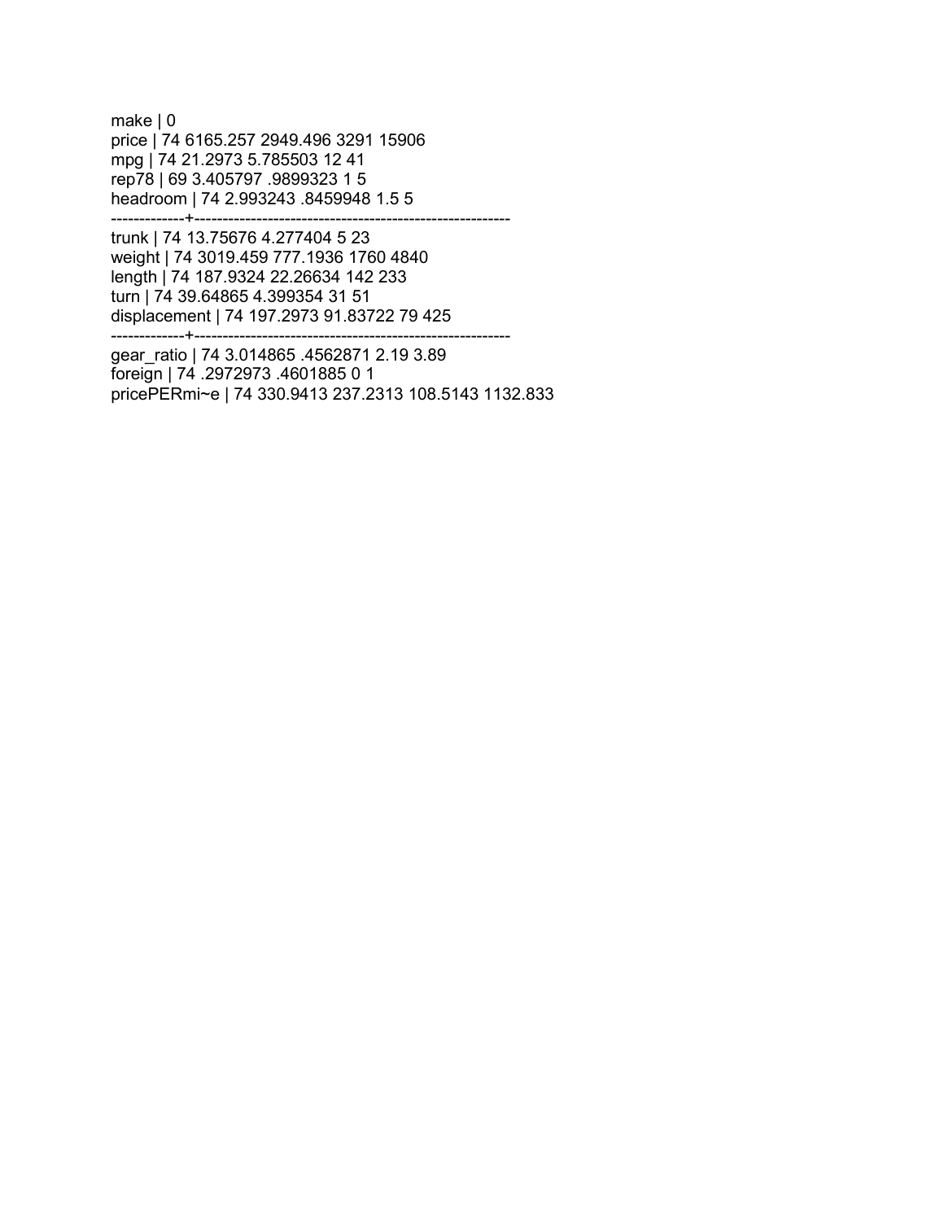```
make | 0
price | 74 6165.257 2949.496 3291 15906
mpg | 74 21.2973 5.785503 12 41
rep78 | 69 3.405797 .9899323 1 5
headroom | 74 2.993243 .8459948 1.5 5
-------------+--------------------------------------------------------
trunk | 74 13.75676 4.277404 5 23
weight | 74 3019.459 777.1936 1760 4840
length | 74 187.9324 22.26634 142 233
turn | 74 39.64865 4.399354 31 51
displacement | 74 197.2973 91.83722 79 425
-------------+--------------------------------------------------------
gear_ratio | 74 3.014865 .4562871 2.19 3.89
foreign | 74 .2972973 .4601885 0 1
pricePERmi~e | 74 330.9413 237.2313 108.5143 1132.833
```